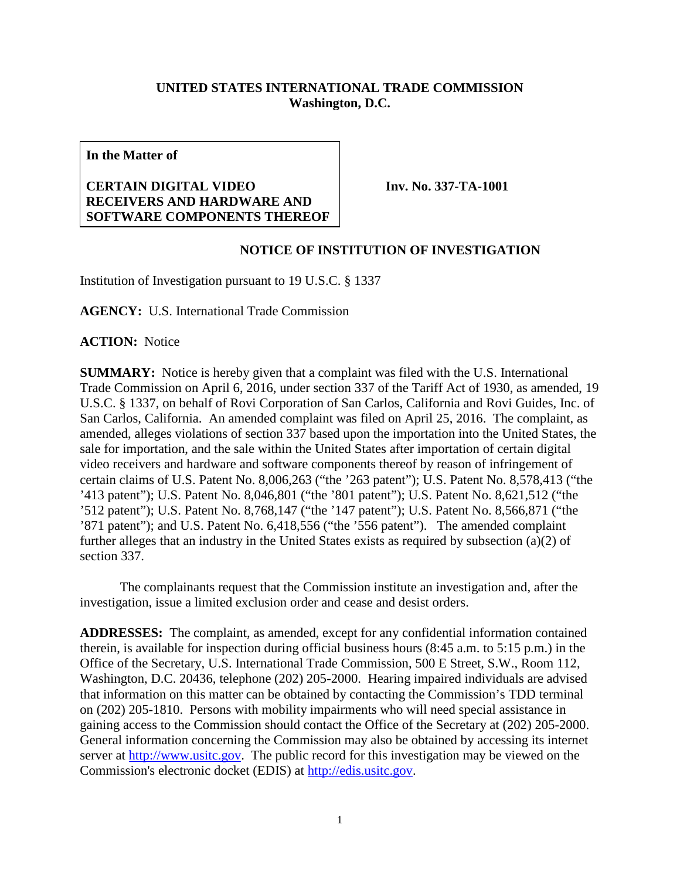**UNITED STATES INTERNATIONAL TRADE COMMISSION**
**Washington, D.C.**

| **In the Matter of** | |
|---|---|
| **CERTAIN DIGITAL VIDEO RECEIVERS AND HARDWARE AND SOFTWARE COMPONENTS THEREOF** | **Inv. No. 337-TA-1001** |

## NOTICE OF INSTITUTION OF INVESTIGATION

Institution of Investigation pursuant to 19 U.S.C. § 1337

**AGENCY:** U.S. International Trade Commission

**ACTION:** Notice

**SUMMARY:** Notice is hereby given that a complaint was filed with the U.S. International Trade Commission on April 6, 2016, under section 337 of the Tariff Act of 1930, as amended, 19 U.S.C. § 1337, on behalf of Rovi Corporation of San Carlos, California and Rovi Guides, Inc. of San Carlos, California. An amended complaint was filed on April 25, 2016. The complaint, as amended, alleges violations of section 337 based upon the importation into the United States, the sale for importation, and the sale within the United States after importation of certain digital video receivers and hardware and software components thereof by reason of infringement of certain claims of U.S. Patent No. 8,006,263 ("the '263 patent"); U.S. Patent No. 8,578,413 ("the '413 patent"); U.S. Patent No. 8,046,801 ("the '801 patent"); U.S. Patent No. 8,621,512 ("the '512 patent"); U.S. Patent No. 8,768,147 ("the '147 patent"); U.S. Patent No. 8,566,871 ("the '871 patent"); and U.S. Patent No. 6,418,556 ("the '556 patent"). The amended complaint further alleges that an industry in the United States exists as required by subsection (a)(2) of section 337.

The complainants request that the Commission institute an investigation and, after the investigation, issue a limited exclusion order and cease and desist orders.

**ADDRESSES:** The complaint, as amended, except for any confidential information contained therein, is available for inspection during official business hours (8:45 a.m. to 5:15 p.m.) in the Office of the Secretary, U.S. International Trade Commission, 500 E Street, S.W., Room 112, Washington, D.C. 20436, telephone (202) 205-2000. Hearing impaired individuals are advised that information on this matter can be obtained by contacting the Commission's TDD terminal on (202) 205-1810. Persons with mobility impairments who will need special assistance in gaining access to the Commission should contact the Office of the Secretary at (202) 205-2000. General information concerning the Commission may also be obtained by accessing its internet server at http://www.usitc.gov. The public record for this investigation may be viewed on the Commission's electronic docket (EDIS) at http://edis.usitc.gov.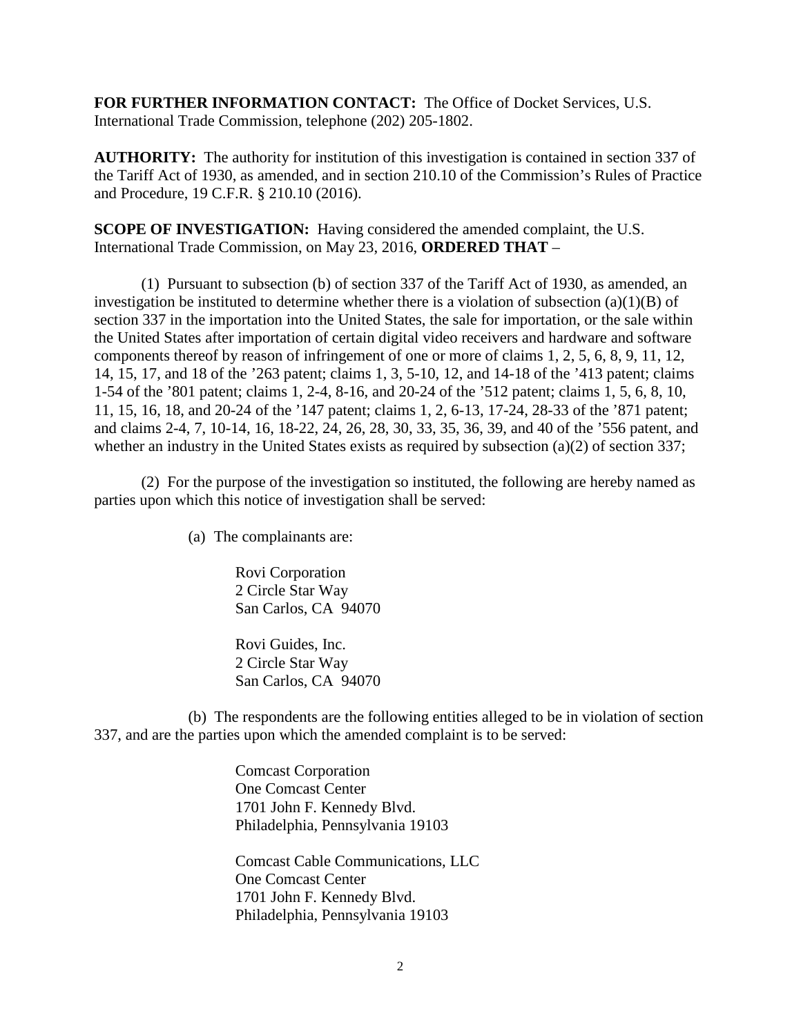**FOR FURTHER INFORMATION CONTACT:** The Office of Docket Services, U.S. International Trade Commission, telephone (202) 205-1802.

**AUTHORITY:** The authority for institution of this investigation is contained in section 337 of the Tariff Act of 1930, as amended, and in section 210.10 of the Commission's Rules of Practice and Procedure, 19 C.F.R. § 210.10 (2016).

**SCOPE OF INVESTIGATION:** Having considered the amended complaint, the U.S. International Trade Commission, on May 23, 2016, **ORDERED THAT** –

(1) Pursuant to subsection (b) of section 337 of the Tariff Act of 1930, as amended, an investigation be instituted to determine whether there is a violation of subsection (a)(1)(B) of section 337 in the importation into the United States, the sale for importation, or the sale within the United States after importation of certain digital video receivers and hardware and software components thereof by reason of infringement of one or more of claims 1, 2, 5, 6, 8, 9, 11, 12, 14, 15, 17, and 18 of the '263 patent; claims 1, 3, 5-10, 12, and 14-18 of the '413 patent; claims 1-54 of the '801 patent; claims 1, 2-4, 8-16, and 20-24 of the '512 patent; claims 1, 5, 6, 8, 10, 11, 15, 16, 18, and 20-24 of the '147 patent; claims 1, 2, 6-13, 17-24, 28-33 of the '871 patent; and claims 2-4, 7, 10-14, 16, 18-22, 24, 26, 28, 30, 33, 35, 36, 39, and 40 of the '556 patent, and whether an industry in the United States exists as required by subsection (a)(2) of section 337;

(2) For the purpose of the investigation so instituted, the following are hereby named as parties upon which this notice of investigation shall be served:

(a) The complainants are:

Rovi Corporation
2 Circle Star Way
San Carlos, CA 94070

Rovi Guides, Inc.
2 Circle Star Way
San Carlos, CA 94070

(b) The respondents are the following entities alleged to be in violation of section 337, and are the parties upon which the amended complaint is to be served:

Comcast Corporation
One Comcast Center
1701 John F. Kennedy Blvd.
Philadelphia, Pennsylvania 19103

Comcast Cable Communications, LLC
One Comcast Center
1701 John F. Kennedy Blvd.
Philadelphia, Pennsylvania 19103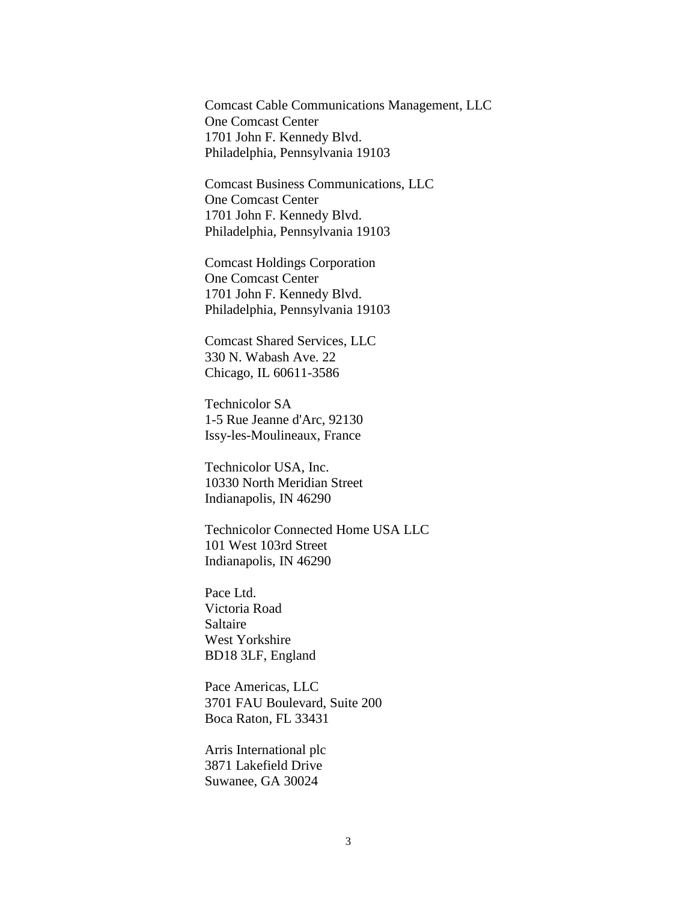Comcast Cable Communications Management, LLC
One Comcast Center
1701 John F. Kennedy Blvd.
Philadelphia, Pennsylvania 19103

Comcast Business Communications, LLC
One Comcast Center
1701 John F. Kennedy Blvd.
Philadelphia, Pennsylvania 19103

Comcast Holdings Corporation
One Comcast Center
1701 John F. Kennedy Blvd.
Philadelphia, Pennsylvania 19103

Comcast Shared Services, LLC
330 N. Wabash Ave. 22
Chicago, IL 60611-3586

Technicolor SA
1-5 Rue Jeanne d'Arc, 92130
Issy-les-Moulineaux, France

Technicolor USA, Inc.
10330 North Meridian Street
Indianapolis, IN 46290

Technicolor Connected Home USA LLC
101 West 103rd Street
Indianapolis, IN 46290

Pace Ltd.
Victoria Road
Saltaire
West Yorkshire
BD18 3LF, England

Pace Americas, LLC
3701 FAU Boulevard, Suite 200
Boca Raton, FL 33431

Arris International plc
3871 Lakefield Drive
Suwanee, GA 30024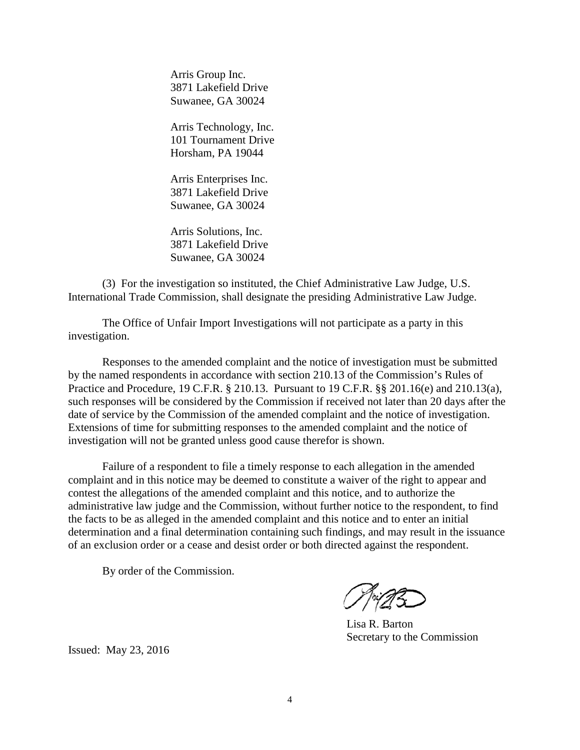Arris Group Inc.
3871 Lakefield Drive
Suwanee, GA 30024

Arris Technology, Inc.
101 Tournament Drive
Horsham, PA 19044

Arris Enterprises Inc.
3871 Lakefield Drive
Suwanee, GA 30024

Arris Solutions, Inc.
3871 Lakefield Drive
Suwanee, GA 30024

(3) For the investigation so instituted, the Chief Administrative Law Judge, U.S. International Trade Commission, shall designate the presiding Administrative Law Judge.

The Office of Unfair Import Investigations will not participate as a party in this investigation.

Responses to the amended complaint and the notice of investigation must be submitted by the named respondents in accordance with section 210.13 of the Commission's Rules of Practice and Procedure, 19 C.F.R. § 210.13. Pursuant to 19 C.F.R. §§ 201.16(e) and 210.13(a), such responses will be considered by the Commission if received not later than 20 days after the date of service by the Commission of the amended complaint and the notice of investigation. Extensions of time for submitting responses to the amended complaint and the notice of investigation will not be granted unless good cause therefor is shown.

Failure of a respondent to file a timely response to each allegation in the amended complaint and in this notice may be deemed to constitute a waiver of the right to appear and contest the allegations of the amended complaint and this notice, and to authorize the administrative law judge and the Commission, without further notice to the respondent, to find the facts to be as alleged in the amended complaint and this notice and to enter an initial determination and a final determination containing such findings, and may result in the issuance of an exclusion order or a cease and desist order or both directed against the respondent.

By order of the Commission.

Lisa R. Barton
Secretary to the Commission

Issued: May 23, 2016